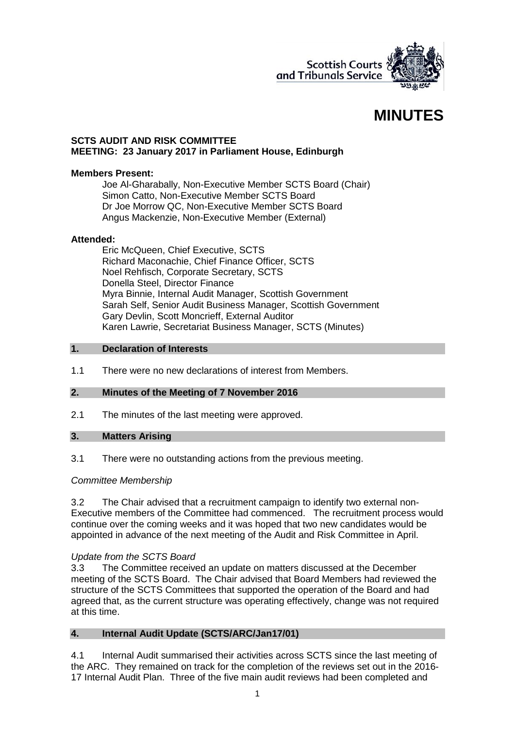# MINUTES

**SCTS AUDIT AND RISK COMMITTEE**
**MEETING: 23 January 2017 in Parliament House, Edinburgh**

**Members Present:**

Joe Al-Gharabally, Non-Executive Member SCTS Board (Chair)
Simon Catto, Non-Executive Member SCTS Board
Dr Joe Morrow QC, Non-Executive Member SCTS Board
Angus Mackenzie, Non-Executive Member (External)

**Attended:**

Eric McQueen, Chief Executive, SCTS
Richard Maconachie, Chief Finance Officer, SCTS
Noel Rehfisch, Corporate Secretary, SCTS
Donella Steel, Director Finance
Myra Binnie, Internal Audit Manager, Scottish Government
Sarah Self, Senior Audit Business Manager, Scottish Government
Gary Devlin, Scott Moncrieff, External Auditor
Karen Lawrie, Secretariat Business Manager, SCTS (Minutes)

## 1. Declaration of Interests

1.1 There were no new declarations of interest from Members.

## 2. Minutes of the Meeting of 7 November 2016

2.1 The minutes of the last meeting were approved.

## 3. Matters Arising

3.1 There were no outstanding actions from the previous meeting.

*Committee Membership*

3.2 The Chair advised that a recruitment campaign to identify two external non-Executive members of the Committee had commenced. The recruitment process would continue over the coming weeks and it was hoped that two new candidates would be appointed in advance of the next meeting of the Audit and Risk Committee in April.

*Update from the SCTS Board*

3.3 The Committee received an update on matters discussed at the December meeting of the SCTS Board. The Chair advised that Board Members had reviewed the structure of the SCTS Committees that supported the operation of the Board and had agreed that, as the current structure was operating effectively, change was not required at this time.

## 4. Internal Audit Update (SCTS/ARC/Jan17/01)

4.1 Internal Audit summarised their activities across SCTS since the last meeting of the ARC. They remained on track for the completion of the reviews set out in the 2016-17 Internal Audit Plan. Three of the five main audit reviews had been completed and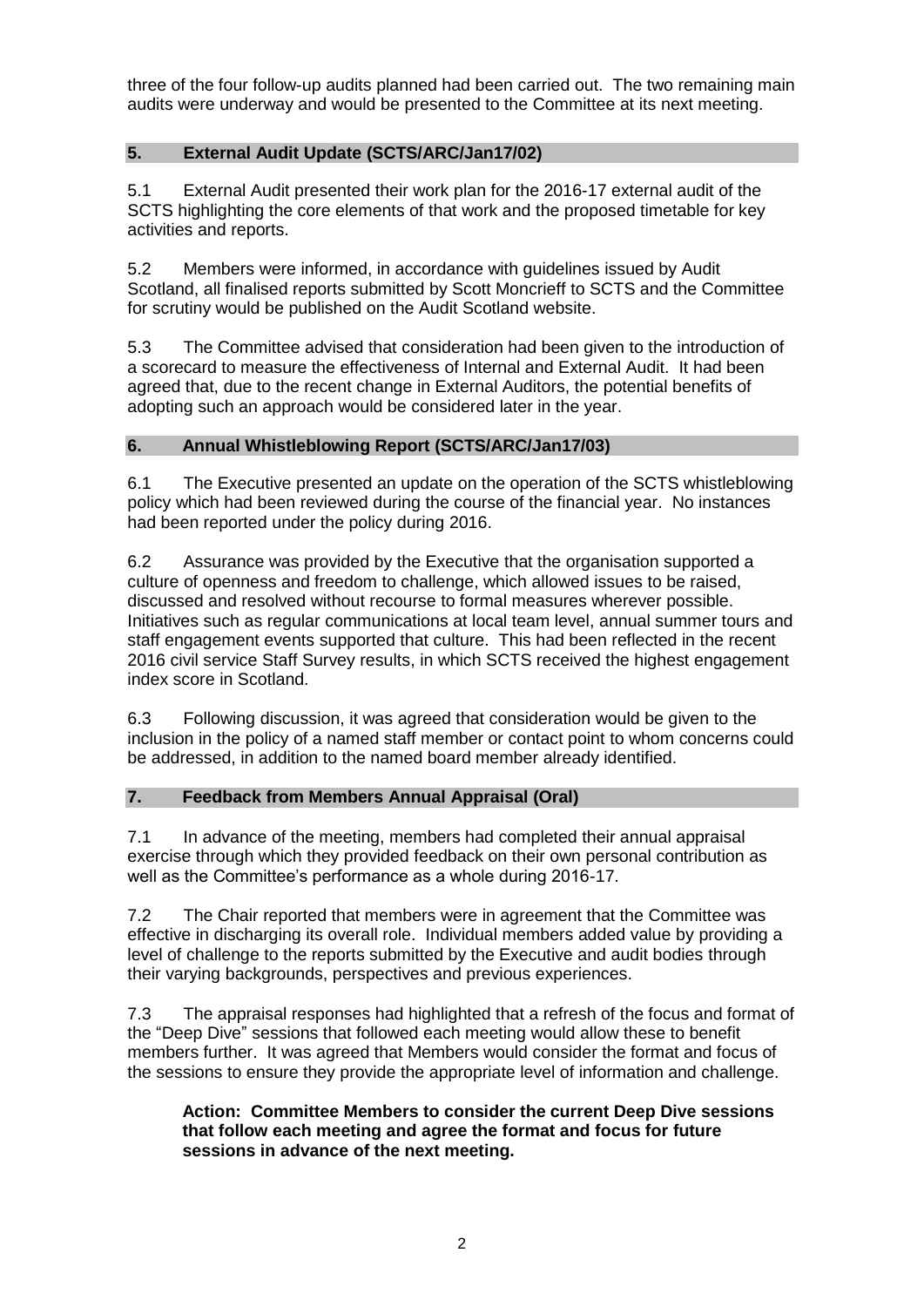three of the four follow-up audits planned had been carried out. The two remaining main audits were underway and would be presented to the Committee at its next meeting.

## 5. External Audit Update (SCTS/ARC/Jan17/02)

5.1 External Audit presented their work plan for the 2016-17 external audit of the SCTS highlighting the core elements of that work and the proposed timetable for key activities and reports.

5.2 Members were informed, in accordance with guidelines issued by Audit Scotland, all finalised reports submitted by Scott Moncrieff to SCTS and the Committee for scrutiny would be published on the Audit Scotland website.

5.3 The Committee advised that consideration had been given to the introduction of a scorecard to measure the effectiveness of Internal and External Audit. It had been agreed that, due to the recent change in External Auditors, the potential benefits of adopting such an approach would be considered later in the year.

## 6. Annual Whistleblowing Report (SCTS/ARC/Jan17/03)

6.1 The Executive presented an update on the operation of the SCTS whistleblowing policy which had been reviewed during the course of the financial year. No instances had been reported under the policy during 2016.

6.2 Assurance was provided by the Executive that the organisation supported a culture of openness and freedom to challenge, which allowed issues to be raised, discussed and resolved without recourse to formal measures wherever possible. Initiatives such as regular communications at local team level, annual summer tours and staff engagement events supported that culture. This had been reflected in the recent 2016 civil service Staff Survey results, in which SCTS received the highest engagement index score in Scotland.

6.3 Following discussion, it was agreed that consideration would be given to the inclusion in the policy of a named staff member or contact point to whom concerns could be addressed, in addition to the named board member already identified.

## 7. Feedback from Members Annual Appraisal (Oral)

7.1 In advance of the meeting, members had completed their annual appraisal exercise through which they provided feedback on their own personal contribution as well as the Committee's performance as a whole during 2016-17.

7.2 The Chair reported that members were in agreement that the Committee was effective in discharging its overall role. Individual members added value by providing a level of challenge to the reports submitted by the Executive and audit bodies through their varying backgrounds, perspectives and previous experiences.

7.3 The appraisal responses had highlighted that a refresh of the focus and format of the "Deep Dive" sessions that followed each meeting would allow these to benefit members further. It was agreed that Members would consider the format and focus of the sessions to ensure they provide the appropriate level of information and challenge.

> **Action: Committee Members to consider the current Deep Dive sessions that follow each meeting and agree the format and focus for future sessions in advance of the next meeting.**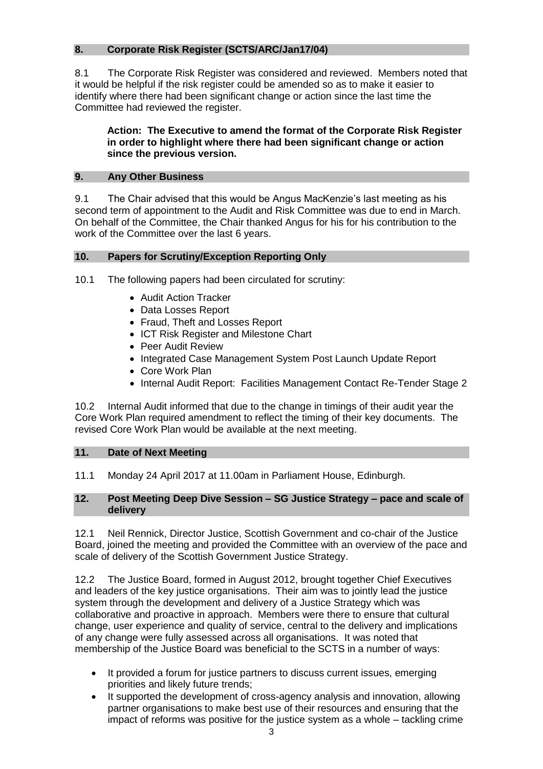## 8. Corporate Risk Register (SCTS/ARC/Jan17/04)

8.1 The Corporate Risk Register was considered and reviewed. Members noted that it would be helpful if the risk register could be amended so as to make it easier to identify where there had been significant change or action since the last time the Committee had reviewed the register.

> **Action: The Executive to amend the format of the Corporate Risk Register in order to highlight where there had been significant change or action since the previous version.**

## 9. Any Other Business

9.1 The Chair advised that this would be Angus MacKenzie's last meeting as his second term of appointment to the Audit and Risk Committee was due to end in March. On behalf of the Committee, the Chair thanked Angus for his for his contribution to the work of the Committee over the last 6 years.

## 10. Papers for Scrutiny/Exception Reporting Only

10.1 The following papers had been circulated for scrutiny:

- Audit Action Tracker
- Data Losses Report
- Fraud, Theft and Losses Report
- ICT Risk Register and Milestone Chart
- Peer Audit Review
- Integrated Case Management System Post Launch Update Report
- Core Work Plan
- Internal Audit Report: Facilities Management Contact Re-Tender Stage 2

10.2 Internal Audit informed that due to the change in timings of their audit year the Core Work Plan required amendment to reflect the timing of their key documents. The revised Core Work Plan would be available at the next meeting.

## 11. Date of Next Meeting

11.1 Monday 24 April 2017 at 11.00am in Parliament House, Edinburgh.

## 12. Post Meeting Deep Dive Session – SG Justice Strategy – pace and scale of delivery

12.1 Neil Rennick, Director Justice, Scottish Government and co-chair of the Justice Board, joined the meeting and provided the Committee with an overview of the pace and scale of delivery of the Scottish Government Justice Strategy.

12.2 The Justice Board, formed in August 2012, brought together Chief Executives and leaders of the key justice organisations. Their aim was to jointly lead the justice system through the development and delivery of a Justice Strategy which was collaborative and proactive in approach. Members were there to ensure that cultural change, user experience and quality of service, central to the delivery and implications of any change were fully assessed across all organisations. It was noted that membership of the Justice Board was beneficial to the SCTS in a number of ways:

- It provided a forum for justice partners to discuss current issues, emerging priorities and likely future trends;
- It supported the development of cross-agency analysis and innovation, allowing partner organisations to make best use of their resources and ensuring that the impact of reforms was positive for the justice system as a whole – tackling crime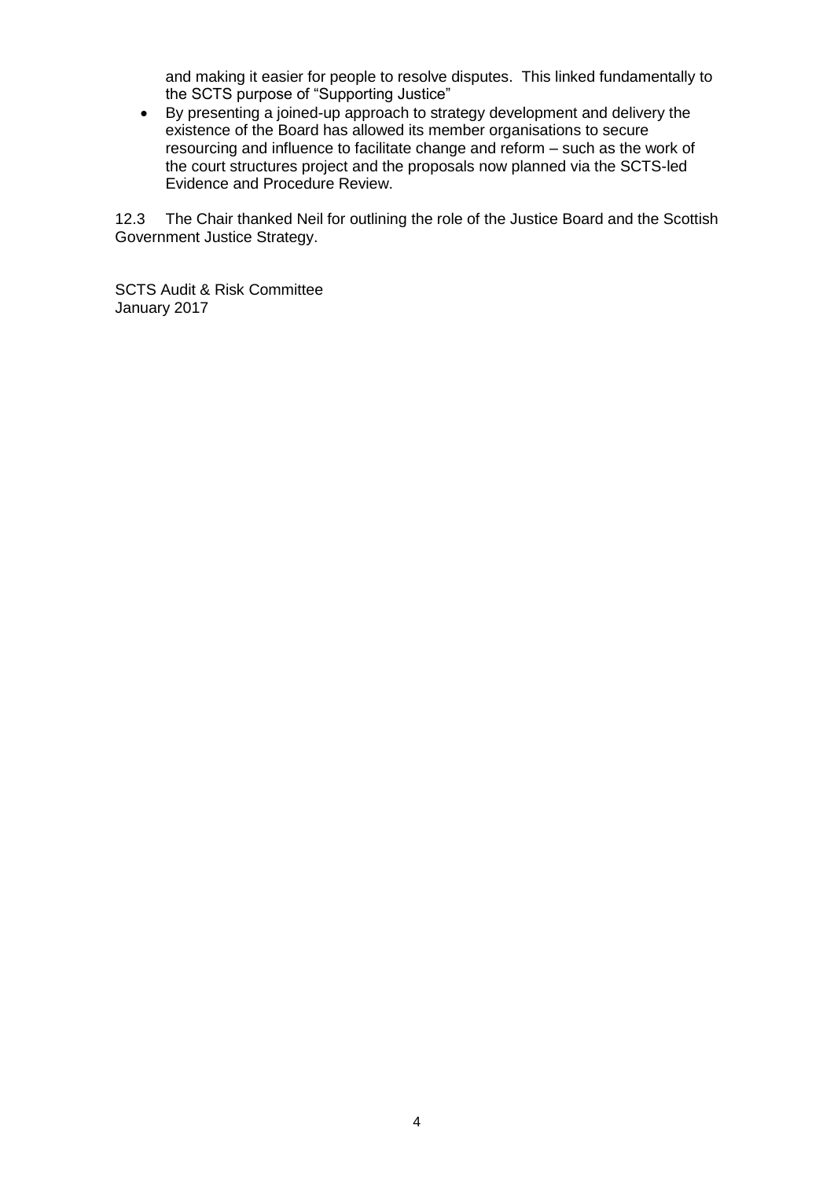and making it easier for people to resolve disputes. This linked fundamentally to the SCTS purpose of "Supporting Justice"

- By presenting a joined-up approach to strategy development and delivery the existence of the Board has allowed its member organisations to secure resourcing and influence to facilitate change and reform – such as the work of the court structures project and the proposals now planned via the SCTS-led Evidence and Procedure Review.

12.3 The Chair thanked Neil for outlining the role of the Justice Board and the Scottish Government Justice Strategy.

SCTS Audit & Risk Committee
January 2017